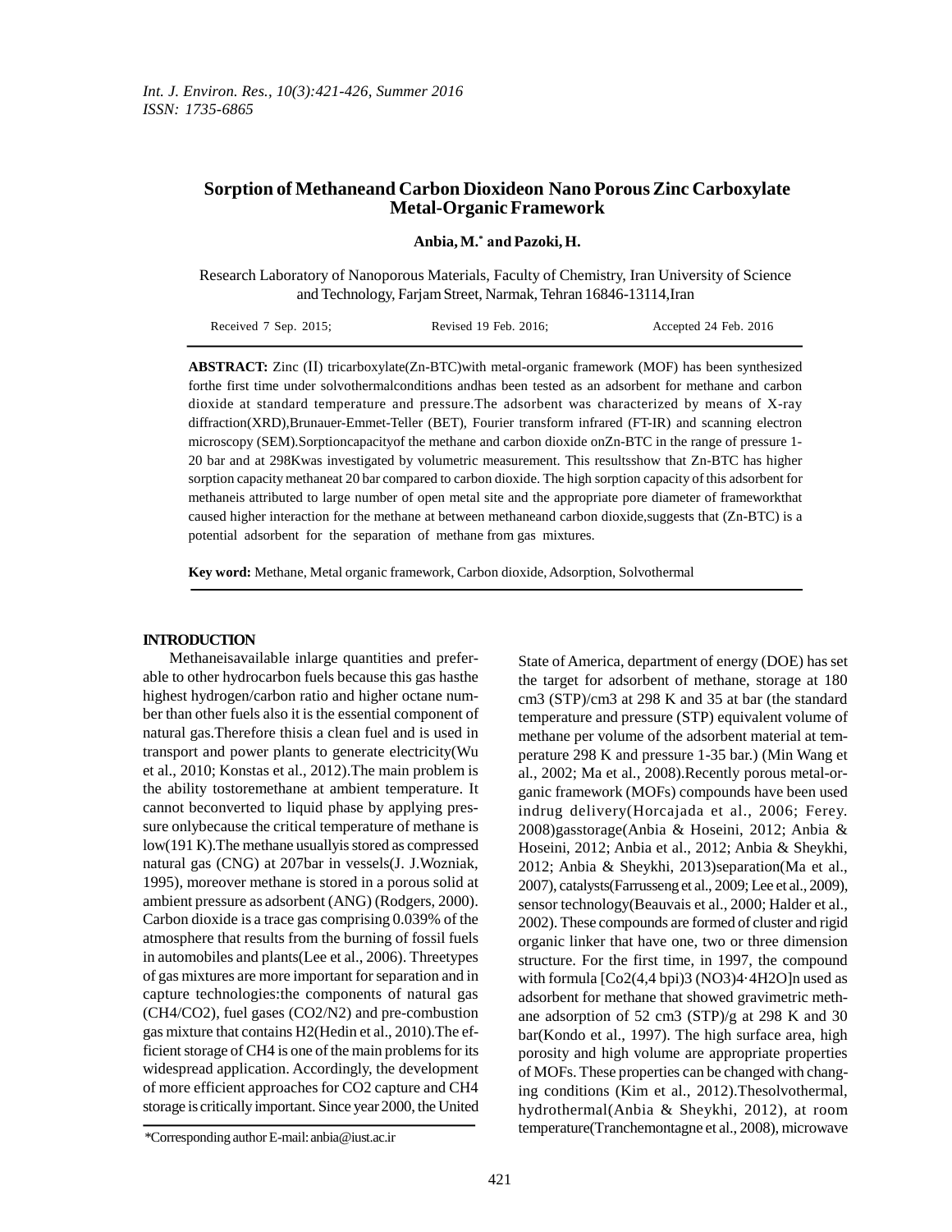# Sorption of Methaneand Carbon Dioxideon Nano Porous Zinc Carboxylate Metal-Organic Framework

**Anbia, M.[*] and Pazoki, H.**

Research Laboratory of Nanoporous Materials, Faculty of Chemistry, Iran University of Science and Technology, Farjam Street, Narmak, Tehran 16846-13114,Iran

Received 7 Sep. 2015; Revised 19 Feb. 2016; Accepted 24 Feb. 2016

**ABSTRACT:** Zinc (II) tricarboxylate(Zn-BTC)with metal-organic framework (MOF) has been synthesized forthe first time under solvothermalconditions andhas been tested as an adsorbent for methane and carbon dioxide at standard temperature and pressure.The adsorbent was characterized by means of X-ray diffraction(XRD),Brunauer-Emmet-Teller (BET), Fourier transform infrared (FT-IR) and scanning electron microscopy (SEM).Sorptioncapacityof the methane and carbon dioxide onZn-BTC in the range of pressure 1-20 bar and at 298Kwas investigated by volumetric measurement. This resultsshow that Zn-BTC has higher sorption capacity methaneat 20 bar compared to carbon dioxide. The high sorption capacity of this adsorbent for methaneis attributed to large number of open metal site and the appropriate pore diameter of frameworkthat caused higher interaction for the methane at between methaneand carbon dioxide,suggests that (Zn-BTC) is a potential adsorbent for the separation of methane from gas mixtures.

**Key word:** Methane, Metal organic framework, Carbon dioxide, Adsorption, Solvothermal

## INTRODUCTION

Methaneisavailable inlarge quantities and preferable to other hydrocarbon fuels because this gas hasthe highest hydrogen/carbon ratio and higher octane number than other fuels also it is the essential component of natural gas.Therefore thisis a clean fuel and is used in transport and power plants to generate electricity(Wu et al., 2010; Konstas et al., 2012).The main problem is the ability tostoremethane at ambient temperature. It cannot beconverted to liquid phase by applying pressure onlybecause the critical temperature of methane is low(191 K).The methane usuallyis stored as compressed natural gas (CNG) at 207bar in vessels(J. J.Wozniak, 1995), moreover methane is stored in a porous solid at ambient pressure as adsorbent (ANG) (Rodgers, 2000). Carbon dioxide is a trace gas comprising 0.039% of the atmosphere that results from the burning of fossil fuels in automobiles and plants(Lee et al., 2006). Threetypes of gas mixtures are more important for separation and in capture technologies:the components of natural gas ($CH_4/CO_2$), fuel gases ($CO_2/N_2$) and pre-combustion gas mixture that contains $H_2$(Hedin et al., 2010).The efficient storage of $CH_4$ is one of the main problems for its widespread application. Accordingly, the development of more efficient approaches for $CO_2$ capture and $CH_4$ storage is critically important. Since year 2000, the United State of America, department of energy (DOE) has set the target for adsorbent of methane, storage at 180 cm3 (STP)/cm3 at 298 K and 35 at bar (the standard temperature and pressure (STP) equivalent volume of methane per volume of the adsorbent material at temperature 298 K and pressure 1-35 bar.) (Min Wang et al., 2002; Ma et al., 2008).Recently porous metal-organic framework (MOFs) compounds have been used indrug delivery(Horcajada et al., 2006; Ferey. 2008)gasstorage(Anbia & Hoseini, 2012; Anbia & Hoseini, 2012; Anbia et al., 2012; Anbia & Sheykhi, 2012; Anbia & Sheykhi, 2013)separation(Ma et al., 2007), catalysts(Farrusseng et al., 2009; Lee et al., 2009), sensor technology(Beauvais et al., 2000; Halder et al., 2002). These compounds are formed of cluster and rigid organic linker that have one, two or three dimension structure. For the first time, in 1997, the compound with formula $[Co_2(4,4\ bpi)_3\ (NO_3)_4{\cdot}4H_2O]_n$ used as adsorbent for methane that showed gravimetric methane adsorption of 52 cm3 (STP)/g at 298 K and 30 bar(Kondo et al., 1997). The high surface area, high porosity and high volume are appropriate properties of MOFs. These properties can be changed with changing conditions (Kim et al., 2012).Thesolvothermal, hydrothermal(Anbia & Sheykhi, 2012), at room temperature(Tranchemontagne et al., 2008), microwave

*Corresponding author E-mail: anbia@iust.ac.ir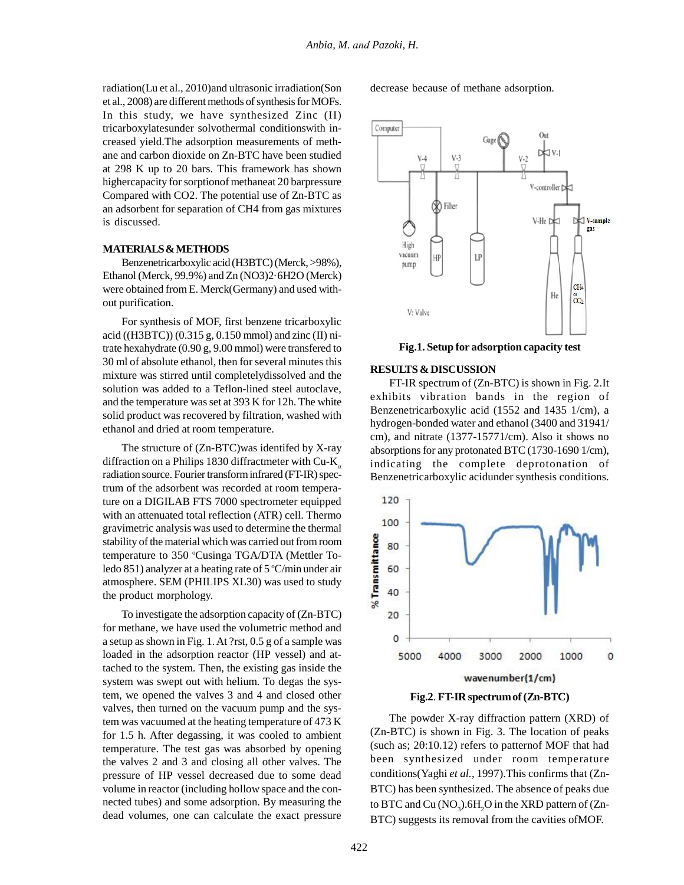radiation(Lu et al., 2010)and ultrasonic irradiation(Son et al., 2008) are different methods of synthesis for MOFs. In this study, we have synthesized Zinc (II) tricarboxylatesunder solvothermal conditionswith increased yield.The adsorption measurements of methane and carbon dioxide on Zn-BTC have been studied at 298 K up to 20 bars. This framework has shown highercapacity for sorptionof methaneat 20 barpressure Compared with CO2. The potential use of Zn-BTC as an adsorbent for separation of CH4 from gas mixtures is discussed.

## MATERIALS & METHODS

Benzenetricarboxylic acid (H3BTC) (Merck, >98%), Ethanol (Merck, 99.9%) and Zn (NO3)2·6H2O (Merck) were obtained from E. Merck(Germany) and used without purification.

For synthesis of MOF, first benzene tricarboxylic acid ((H3BTC)) (0.315 g, 0.150 mmol) and zinc (II) nitrate hexahydrate (0.90 g, 9.00 mmol) were transfered to 30 ml of absolute ethanol, then for several minutes this mixture was stirred until completelydissolved and the solution was added to a Teflon-lined steel autoclave, and the temperature was set at 393 K for 12h. The white solid product was recovered by filtration, washed with ethanol and dried at room temperature.

The structure of (Zn-BTC)was identifed by X-ray diffraction on a Philips 1830 diffractmeter with Cu-$K_\alpha$ radiation source. Fourier transform infrared (FT-IR) spectrum of the adsorbent was recorded at room temperature on a DIGILAB FTS 7000 spectrometer equipped with an attenuated total reflection (ATR) cell. Thermo gravimetric analysis was used to determine the thermal stability of the material which was carried out from room temperature to 350 ºCusinga TGA/DTA (Mettler Toledo 851) analyzer at a heating rate of 5 ºC/min under air atmosphere. SEM (PHILIPS XL30) was used to study the product morphology.

To investigate the adsorption capacity of (Zn-BTC) for methane, we have used the volumetric method and a setup as shown in Fig. 1. At ?rst, 0.5 g of a sample was loaded in the adsorption reactor (HP vessel) and attached to the system. Then, the existing gas inside the system was swept out with helium. To degas the system, we opened the valves 3 and 4 and closed other valves, then turned on the vacuum pump and the system was vacuumed at the heating temperature of 473 K for 1.5 h. After degassing, it was cooled to ambient temperature. The test gas was absorbed by opening the valves 2 and 3 and closing all other valves. The pressure of HP vessel decreased due to some dead volume in reactor (including hollow space and the connected tubes) and some adsorption. By measuring the dead volumes, one can calculate the exact pressure decrease because of methane adsorption.

Computer
Gage
Out
V-1
V-4
V-3
V-2
V-controller
Filter
V-He
V-sample gas
High vacuum pump
HP
LP
He
$CH_4$ or $CO_2$
V: Valve

**Fig.1. Setup for adsorption capacity test**

## RESULTS & DISCUSSION

FT-IR spectrum of (Zn-BTC) is shown in Fig. 2.It exhibits vibration bands in the region of Benzenetricarboxylic acid (1552 and 1435 1/cm), a hydrogen-bonded water and ethanol (3400 and 31941/ cm), and nitrate (1377-15771/cm). Also it shows no absorptions for any protonated BTC (1730-1690 1/cm), indicating the complete deprotonation of Benzenetricarboxylic acidunder synthesis conditions.

120
100
80
60
40
20
0
% Transmittance
5000 4000 3000 2000 1000 0
wavenumber(1/cm)

**Fig.2. FT-IR spectrum of (Zn-BTC)**

The powder X-ray diffraction pattern (XRD) of (Zn-BTC) is shown in Fig. 3. The location of peaks (such as; 2θ:10.12) refers to patternof MOF that had been synthesized under room temperature conditions(Yaghi *et al.*, 1997).This confirms that (Zn-BTC) has been synthesized. The absence of peaks due to BTC and Cu $(NO_3).6H_2O$ in the XRD pattern of (Zn-BTC) suggests its removal from the cavities ofMOF.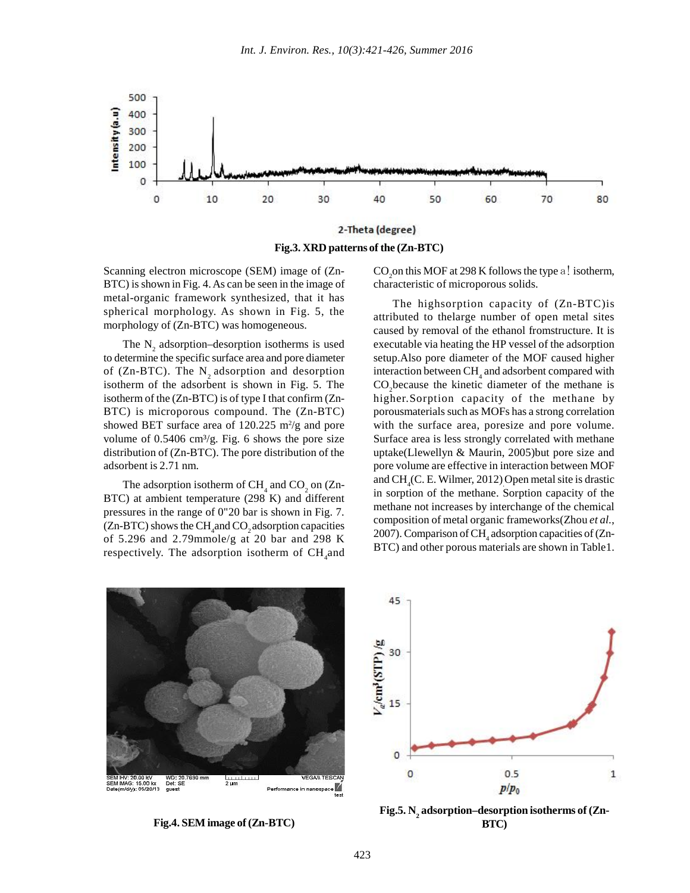500
400
300
200
100
0

Intensity (a.u)

0 10 20 30 40 50 60 70 80

2-Theta (degree)

**Fig.3. XRD patterns of the (Zn-BTC)**

Scanning electron microscope (SEM) image of (Zn-BTC) is shown in Fig. 4. As can be seen in the image of metal-organic framework synthesized, that it has spherical morphology. As shown in Fig. 5, the morphology of (Zn-BTC) was homogeneous.

The $N_2$ adsorption–desorption isotherms is used to determine the specific surface area and pore diameter of (Zn-BTC). The $N_2$ adsorption and desorption isotherm of the adsorbent is shown in Fig. 5. The isotherm of the (Zn-BTC) is of type I that confirm (Zn-BTC) is microporous compound. The (Zn-BTC) showed BET surface area of 120.225 $m^2/g$ and pore volume of 0.5406 $cm^3/g$. Fig. 6 shows the pore size distribution of (Zn-BTC). The pore distribution of the adsorbent is 2.71 nm.

The adsorption isotherm of $CH_4$ and $CO_2$ on (Zn-BTC) at ambient temperature (298 K) and different pressures in the range of 0"20 bar is shown in Fig. 7. (Zn-BTC) shows the $CH_4$and $CO_2$adsorption capacities of 5.296 and 2.79mmole/g at 20 bar and 298 K respectively. The adsorption isotherm of $CH_4$and $CO_2$on this MOF at 298 K follows the type a! isotherm, characteristic of microporous solids.

The highsorption capacity of (Zn-BTC)is attributed to thelarge number of open metal sites caused by removal of the ethanol fromstructure. It is executable via heating the HP vessel of the adsorption setup.Also pore diameter of the MOF caused higher interaction between $CH_4$ and adsorbent compared with $CO_2$because the kinetic diameter of the methane is higher.Sorption capacity of the methane by porousmaterials such as MOFs has a strong correlation with the surface area, poresize and pore volume. Surface area is less strongly correlated with methane uptake(Llewellyn & Maurin, 2005)but pore size and pore volume are effective in interaction between MOF and $CH_4$(C. E. Wilmer, 2012) Open metal site is drastic in sorption of the methane. Sorption capacity of the methane not increases by interchange of the chemical composition of metal organic frameworks(Zhou *et al.*, 2007). Comparison of $CH_4$ adsorption capacities of (Zn-BTC) and other porous materials are shown in Table1.

SEM HV: 20.00 kV WD: 20.7690 mm VEGA\\ TESCAN
SEM MAG: 15.00 kx Det: SE 2 µm
Date(m/d/y): 05/20/13 guest Performance in nanospace

**Fig.4. SEM image of (Zn-BTC)**

45
30
15
0

$V_a$/cm$^3$(STP) /g

0 0.5 1

$p/p_0$

**Fig.5. $N_2$ adsorption–desorption isotherms of (Zn-BTC)**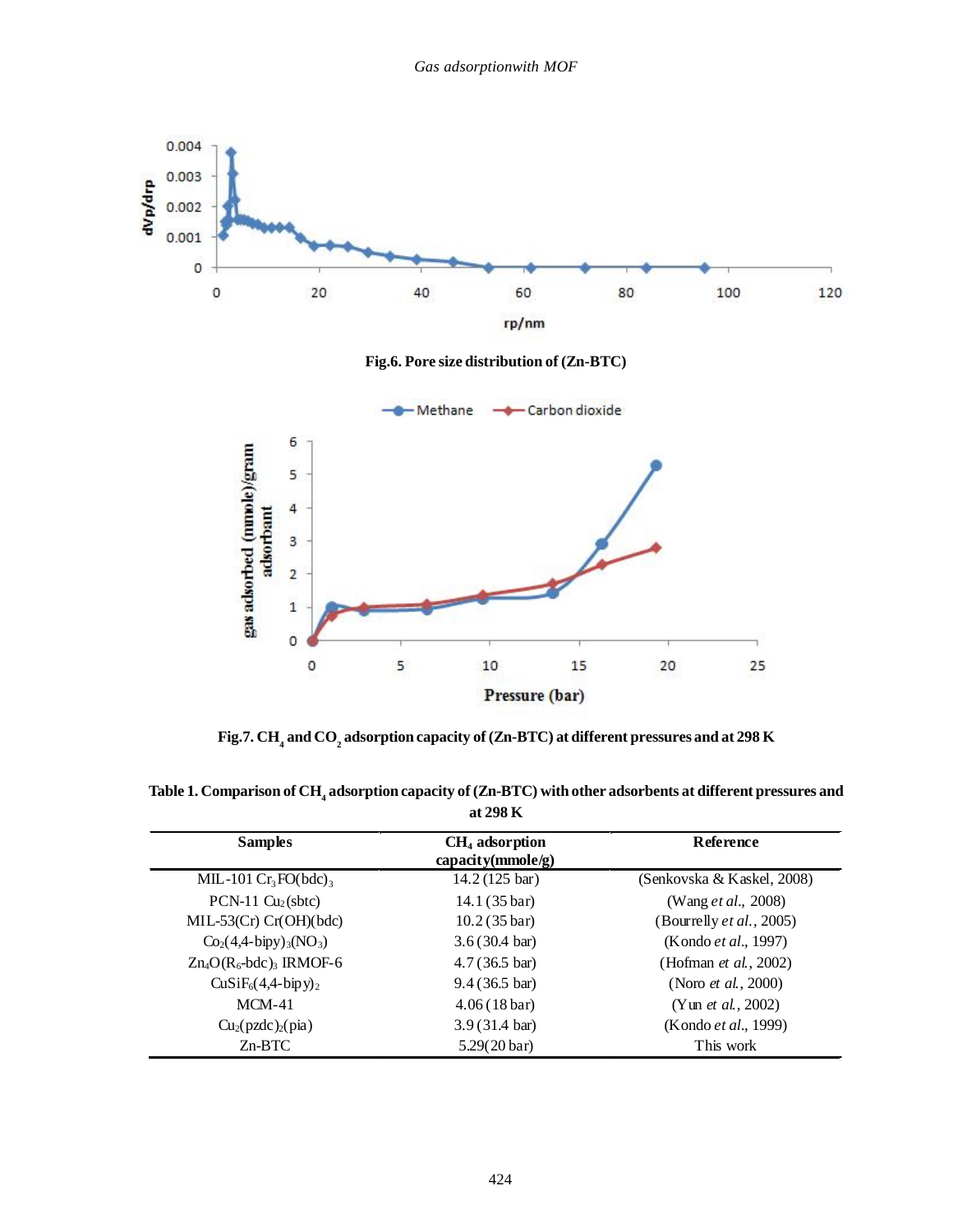dVp/drp

0.004

0.003

0.002

0.001

0

0 20 40 60 80 100 120

rp/nm

**Fig.6. Pore size distribution of (Zn-BTC)**

Methane  Carbon dioxide

gas adsorbed (mmole)/gram adsorbant

6

5

4

3

2

1

0

0 5 10 15 20 25

Pressure (bar)

**Fig.7. $CH_4$ and $CO_2$ adsorption capacity of (Zn-BTC) at different pressures and at 298 K**

**Table 1. Comparison of $CH_4$ adsorption capacity of (Zn-BTC) with other adsorbents at different pressures and at 298 K**

| Samples | $CH_4$ adsorption capacity(mmole/g) | Reference |
|---|---|---|
| MIL-101 $Cr_3FO(bdc)_3$ | 14.2 (125 bar) | (Senkovska & Kaskel, 2008) |
| PCN-11 $Cu_2$(sbtc) | 14.1 (35 bar) | (Wang *et al.*, 2008) |
| MIL-53(Cr) Cr(OH)(bdc) | 10.2 (35 bar) | (Bourrelly *et al.*, 2005) |
| $Co_2$(4,4-bipy)$_3$($NO_3$) | 3.6 (30.4 bar) | (Kondo *et al.*, 1997) |
| $Zn_4O(R_6\text{-bdc})_3$ IRMOF-6 | 4.7 (36.5 bar) | (Hofman *et al.*, 2002) |
| $CuSiF_6$(4,4-bipy)$_2$ | 9.4 (36.5 bar) | (Noro *et al.*, 2000) |
| MCM-41 | 4.06 (18 bar) | (Yun *et al.*, 2002) |
| $Cu_2$(pzdc)$_2$(pia) | 3.9 (31.4 bar) | (Kondo *et al.*, 1999) |
| Zn-BTC | 5.29(20 bar) | This work |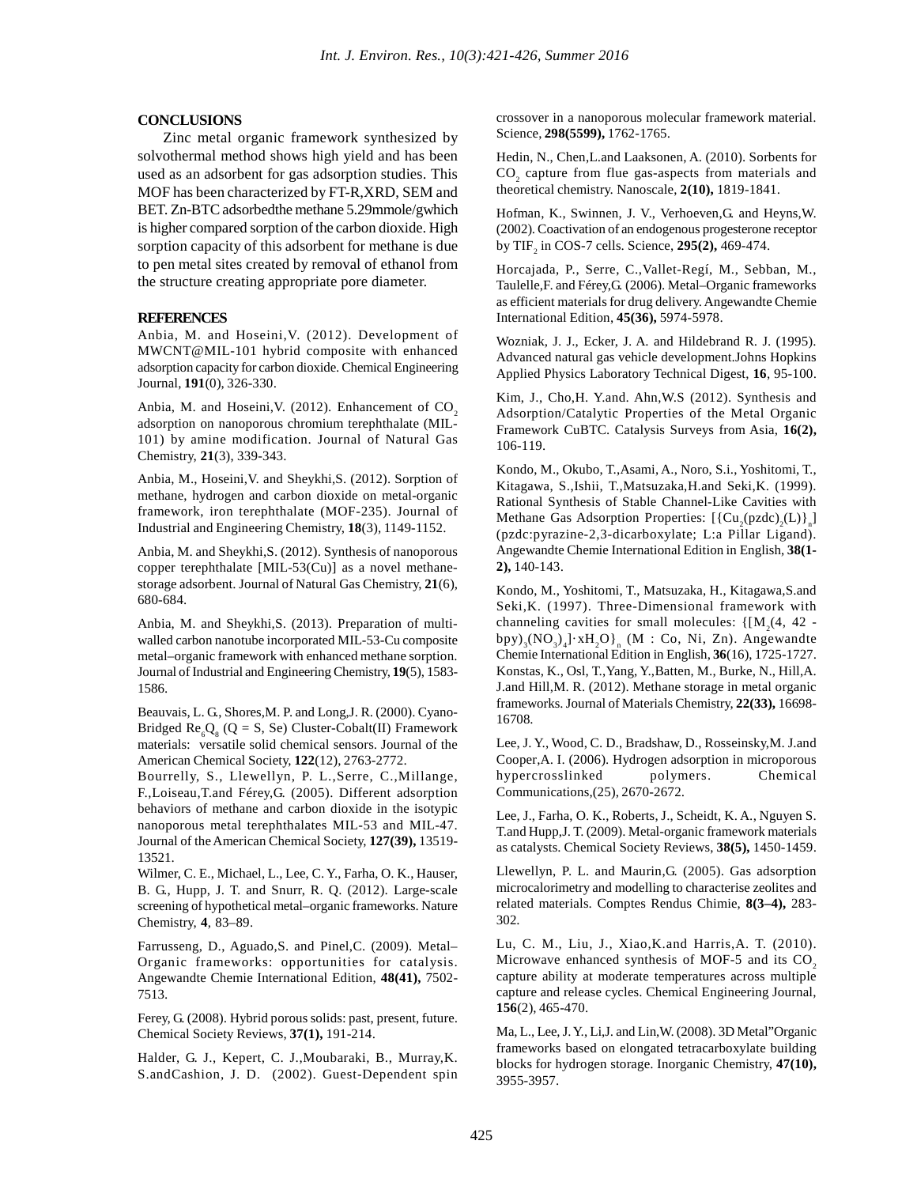## CONCLUSIONS

Zinc metal organic framework synthesized by solvothermal method shows high yield and has been used as an adsorbent for gas adsorption studies. This MOF has been characterized by FT-R,XRD, SEM and BET. Zn-BTC adsorbedthe methane 5.29mmole/gwhich is higher compared sorption of the carbon dioxide. High sorption capacity of this adsorbent for methane is due to pen metal sites created by removal of ethanol from the structure creating appropriate pore diameter.

## REFERENCES

Anbia, M. and Hoseini,V. (2012). Development of MWCNT@MIL-101 hybrid composite with enhanced adsorption capacity for carbon dioxide. Chemical Engineering Journal, **191**(0), 326-330.

Anbia, M. and Hoseini,V. (2012). Enhancement of $CO_2$ adsorption on nanoporous chromium terephthalate (MIL-101) by amine modification. Journal of Natural Gas Chemistry, **21**(3), 339-343.

Anbia, M., Hoseini,V. and Sheykhi,S. (2012). Sorption of methane, hydrogen and carbon dioxide on metal-organic framework, iron terephthalate (MOF-235). Journal of Industrial and Engineering Chemistry, **18**(3), 1149-1152.

Anbia, M. and Sheykhi,S. (2012). Synthesis of nanoporous copper terephthalate [MIL-53(Cu)] as a novel methane-storage adsorbent. Journal of Natural Gas Chemistry, **21**(6), 680-684.

Anbia, M. and Sheykhi,S. (2013). Preparation of multi-walled carbon nanotube incorporated MIL-53-Cu composite metal–organic framework with enhanced methane sorption. Journal of Industrial and Engineering Chemistry, **19**(5), 1583-1586.

Beauvais, L. G., Shores,M. P. and Long,J. R. (2000). Cyano-Bridged $Re_6Q_8$ (Q = S, Se) Cluster-Cobalt(II) Framework materials: versatile solid chemical sensors. Journal of the American Chemical Society, **122**(12), 2763-2772.

Bourrelly, S., Llewellyn, P. L.,Serre, C.,Millange, F.,Loiseau,T.and Férey,G. (2005). Different adsorption behaviors of methane and carbon dioxide in the isotypic nanoporous metal terephthalates MIL-53 and MIL-47. Journal of the American Chemical Society, **127(39),** 13519-13521.

Wilmer, C. E., Michael, L., Lee, C. Y., Farha, O. K., Hauser, B. G., Hupp, J. T. and Snurr, R. Q. (2012). Large-scale screening of hypothetical metal–organic frameworks. Nature Chemistry, **4**, 83–89.

Farrusseng, D., Aguado,S. and Pinel,C. (2009). Metal–Organic frameworks: opportunities for catalysis. Angewandte Chemie International Edition, **48(41),** 7502-7513.

Ferey, G. (2008). Hybrid porous solids: past, present, future. Chemical Society Reviews, **37(1),** 191-214.

Halder, G. J., Kepert, C. J.,Moubaraki, B., Murray,K. S.andCashion, J. D. (2002). Guest-Dependent spin crossover in a nanoporous molecular framework material. Science, **298(5599),** 1762-1765.

Hedin, N., Chen,L.and Laaksonen, A. (2010). Sorbents for $CO_2$ capture from flue gas-aspects from materials and theoretical chemistry. Nanoscale, **2(10),** 1819-1841.

Hofman, K., Swinnen, J. V., Verhoeven,G. and Heyns,W. (2002). Coactivation of an endogenous progesterone receptor by $TIF_2$ in COS-7 cells. Science, **295(2),** 469-474.

Horcajada, P., Serre, C.,Vallet-Regí, M., Sebban, M., Taulelle,F. and Férey,G. (2006). Metal–Organic frameworks as efficient materials for drug delivery. Angewandte Chemie International Edition, **45(36),** 5974-5978.

Wozniak, J. J., Ecker, J. A. and Hildebrand R. J. (1995). Advanced natural gas vehicle development.Johns Hopkins Applied Physics Laboratory Technical Digest, **16**, 95-100.

Kim, J., Cho,H. Y.and. Ahn,W.S (2012). Synthesis and Adsorption/Catalytic Properties of the Metal Organic Framework CuBTC. Catalysis Surveys from Asia, **16(2),** 106-119.

Kondo, M., Okubo, T.,Asami, A., Noro, S.i., Yoshitomi, T., Kitagawa, S.,Ishii, T.,Matsuzaka,H.and Seki,K. (1999). Rational Synthesis of Stable Channel-Like Cavities with Methane Gas Adsorption Properties: $[\{Cu_2(pzdc)_2(L)\}_n]$ (pzdc:pyrazine-2,3-dicarboxylate; L:a Pillar Ligand). Angewandte Chemie International Edition in English, **38(1-2),** 140-143.

Kondo, M., Yoshitomi, T., Matsuzaka, H., Kitagawa,S.and Seki,K. (1997). Three-Dimensional framework with channeling cavities for small molecules: $\{[M_2(4, 42\text{-}bpy)_3(NO_3)_4]\cdot xH_2O\}_n$ (M : Co, Ni, Zn). Angewandte Chemie International Edition in English, **36**(16), 1725-1727.

Konstas, K., Osl, T.,Yang, Y.,Batten, M., Burke, N., Hill,A. J.and Hill,M. R. (2012). Methane storage in metal organic frameworks. Journal of Materials Chemistry, **22(33),** 16698-16708.

Lee, J. Y., Wood, C. D., Bradshaw, D., Rosseinsky,M. J.and Cooper,A. I. (2006). Hydrogen adsorption in microporous hypercrosslinked polymers. Chemical Communications,(25), 2670-2672.

Lee, J., Farha, O. K., Roberts, J., Scheidt, K. A., Nguyen S. T.and Hupp,J. T. (2009). Metal-organic framework materials as catalysts. Chemical Society Reviews, **38(5),** 1450-1459.

Llewellyn, P. L. and Maurin,G. (2005). Gas adsorption microcalorimetry and modelling to characterise zeolites and related materials. Comptes Rendus Chimie, **8(3–4),** 283-302.

Lu, C. M., Liu, J., Xiao,K.and Harris,A. T. (2010). Microwave enhanced synthesis of MOF-5 and its $CO_2$ capture ability at moderate temperatures across multiple capture and release cycles. Chemical Engineering Journal, **156**(2), 465-470.

Ma, L., Lee, J. Y., Li,J. and Lin,W. (2008). 3D Metal"Organic frameworks based on elongated tetracarboxylate building blocks for hydrogen storage. Inorganic Chemistry, **47(10),** 3955-3957.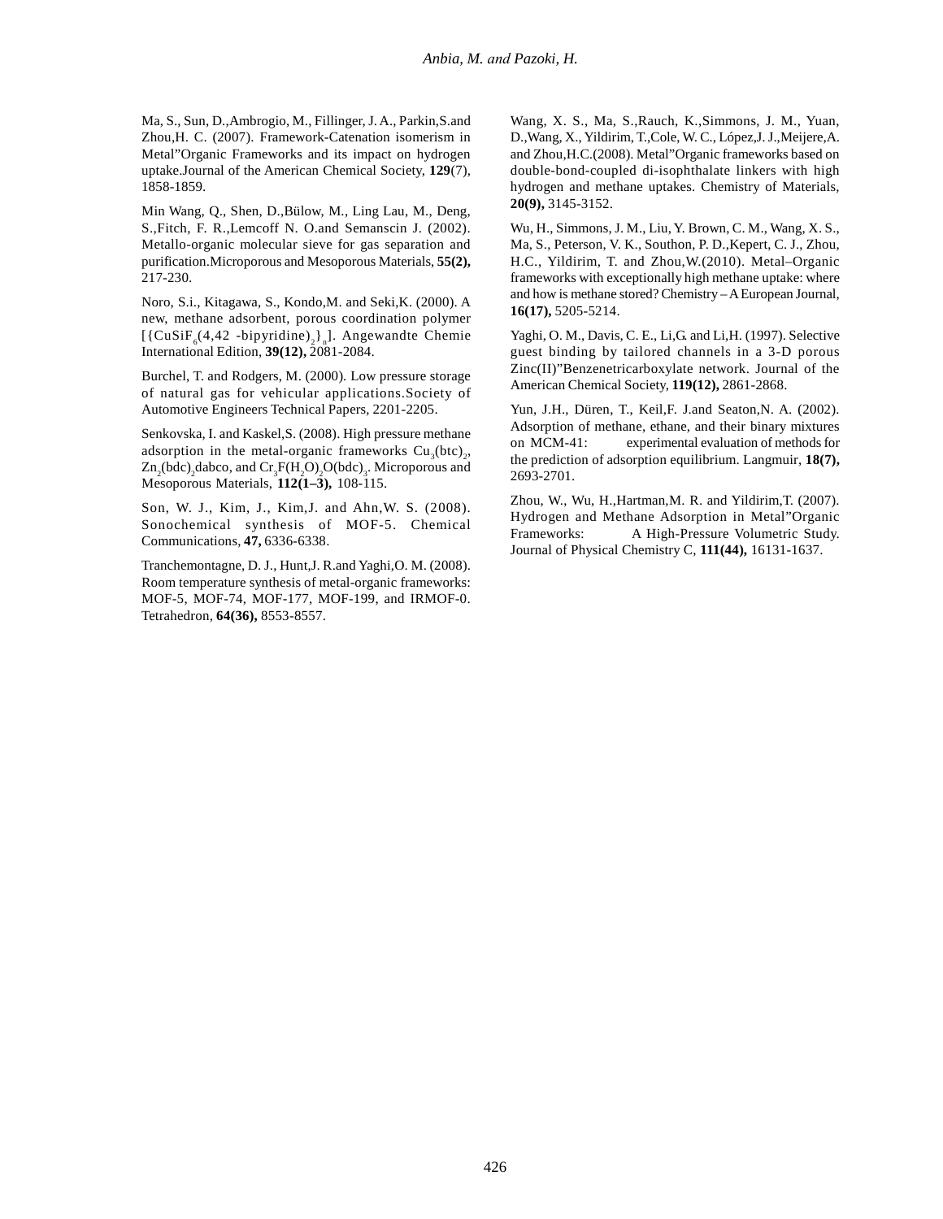Ma, S., Sun, D.,Ambrogio, M., Fillinger, J. A., Parkin,S.and Zhou,H. C. (2007). Framework-Catenation isomerism in Metal"Organic Frameworks and its impact on hydrogen uptake.Journal of the American Chemical Society, **129**(7), 1858-1859.

Min Wang, Q., Shen, D.,Bülow, M., Ling Lau, M., Deng, S.,Fitch, F. R.,Lemcoff N. O.and Semanscin J. (2002). Metallo-organic molecular sieve for gas separation and purification.Microporous and Mesoporous Materials, **55(2),** 217-230.

Noro, S.i., Kitagawa, S., Kondo,M. and Seki,K. (2000). A new, methane adsorbent, porous coordination polymer $[\{CuSiF_6(4,42\ \text{-bipyridine})_2\}_n]$. Angewandte Chemie International Edition, **39(12),** 2081-2084.

Burchel, T. and Rodgers, M. (2000). Low pressure storage of natural gas for vehicular applications.Society of Automotive Engineers Technical Papers, 2201-2205.

Senkovska, I. and Kaskel,S. (2008). High pressure methane adsorption in the metal-organic frameworks $Cu_3(btc)_2$, $Zn_2(bdc)_2$dabco, and $Cr_3F(H_2O)_2O(bdc)_3$. Microporous and Mesoporous Materials, **112(1–3),** 108-115.

Son, W. J., Kim, J., Kim,J. and Ahn,W. S. (2008). Sonochemical synthesis of MOF-5. Chemical Communications, **47,** 6336-6338.

Tranchemontagne, D. J., Hunt,J. R.and Yaghi,O. M. (2008). Room temperature synthesis of metal-organic frameworks: MOF-5, MOF-74, MOF-177, MOF-199, and IRMOF-0. Tetrahedron, **64(36),** 8553-8557.

Wang, X. S., Ma, S.,Rauch, K.,Simmons, J. M., Yuan, D.,Wang, X., Yildirim, T.,Cole, W. C., López,J. J.,Meijere,A. and Zhou,H.C.(2008). Metal"Organic frameworks based on double-bond-coupled di-isophthalate linkers with high hydrogen and methane uptakes. Chemistry of Materials, **20(9),** 3145-3152.

Wu, H., Simmons, J. M., Liu, Y. Brown, C. M., Wang, X. S., Ma, S., Peterson, V. K., Southon, P. D.,Kepert, C. J., Zhou, H.C., Yildirim, T. and Zhou,W.(2010). Metal–Organic frameworks with exceptionally high methane uptake: where and how is methane stored? Chemistry – A European Journal, **16(17),** 5205-5214.

Yaghi, O. M., Davis, C. E., Li,G. and Li,H. (1997). Selective guest binding by tailored channels in a 3-D porous Zinc(II)"Benzenetricarboxylate network. Journal of the American Chemical Society, **119(12),** 2861-2868.

Yun, J.H., Düren, T., Keil,F. J.and Seaton,N. A. (2002). Adsorption of methane, ethane, and their binary mixtures on MCM-41: experimental evaluation of methods for the prediction of adsorption equilibrium. Langmuir, **18(7),** 2693-2701.

Zhou, W., Wu, H.,Hartman,M. R. and Yildirim,T. (2007). Hydrogen and Methane Adsorption in Metal"Organic Frameworks: A High-Pressure Volumetric Study. Journal of Physical Chemistry C, **111(44),** 16131-1637.